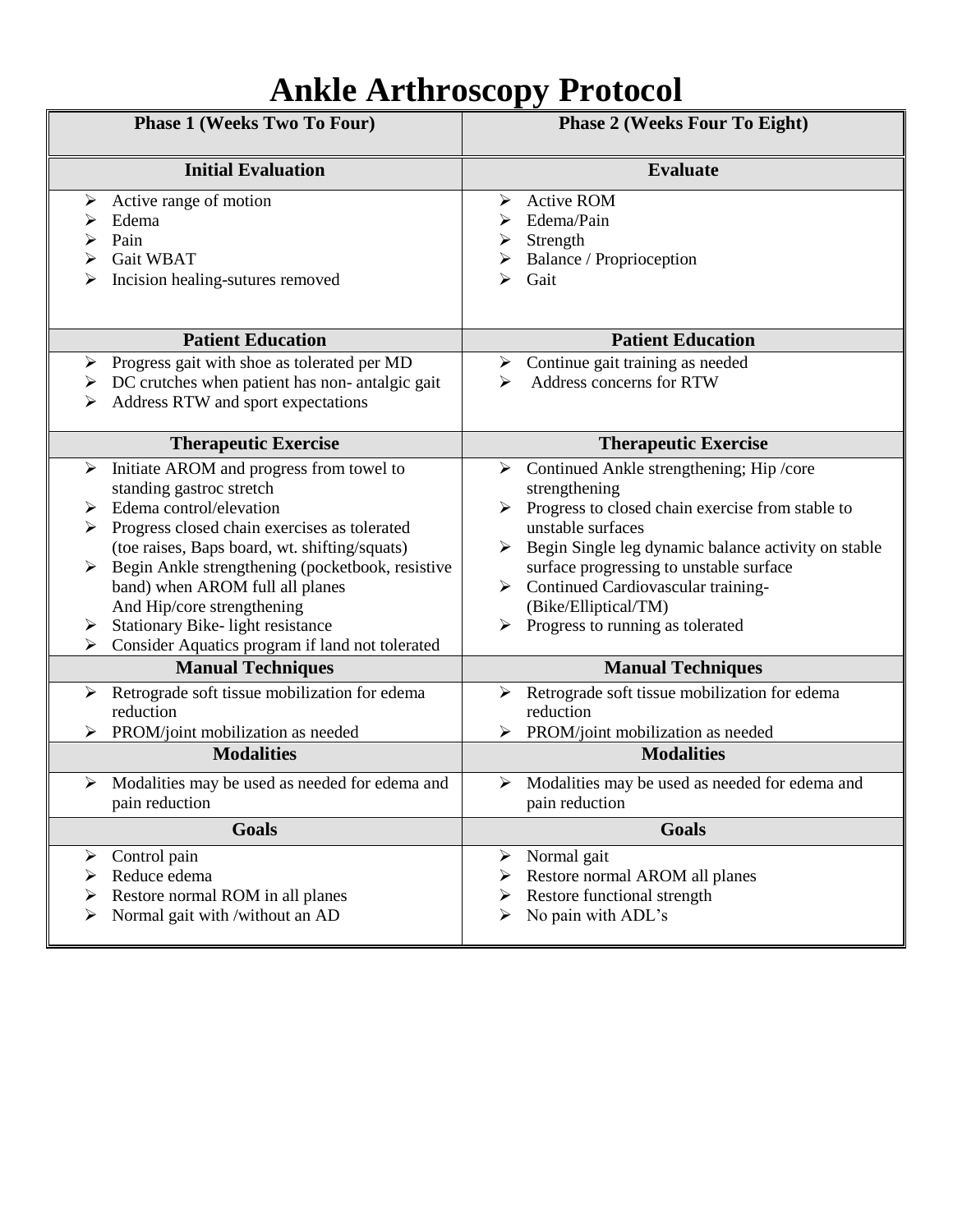# Ankle Arthroscopy Protocol

| Phase 1 (Weeks Two To Four) | Phase 2 (Weeks Four To Eight) |
|---|---|
| **Initial Evaluation** | **Evaluate** |
| ➢ Active range of motion<br>➢ Edema<br>➢ Pain<br>➢ Gait WBAT<br>➢ Incision healing-sutures removed | ➢ Active ROM<br>➢ Edema/Pain<br>➢ Strength<br>➢ Balance / Proprioception<br>➢ Gait |
| **Patient Education** | **Patient Education** |
| ➢ Progress gait with shoe as tolerated per MD<br>➢ DC crutches when patient has non- antalgic gait<br>➢ Address RTW and sport expectations | ➢ Continue gait training as needed<br>➢ Address concerns for RTW |
| **Therapeutic Exercise** | **Therapeutic Exercise** |
| ➢ Initiate AROM and progress from towel to standing gastroc stretch<br>➢ Edema control/elevation<br>➢ Progress closed chain exercises as tolerated (toe raises, Baps board, wt. shifting/squats)<br>➢ Begin Ankle strengthening (pocketbook, resistive band) when AROM full all planes And Hip/core strengthening<br>➢ Stationary Bike- light resistance<br>➢ Consider Aquatics program if land not tolerated | ➢ Continued Ankle strengthening; Hip /core strengthening<br>➢ Progress to closed chain exercise from stable to unstable surfaces<br>➢ Begin Single leg dynamic balance activity on stable surface progressing to unstable surface<br>➢ Continued Cardiovascular training- (Bike/Elliptical/TM)<br>➢ Progress to running as tolerated |
| **Manual Techniques** | **Manual Techniques** |
| ➢ Retrograde soft tissue mobilization for edema reduction<br>➢ PROM/joint mobilization as needed | ➢ Retrograde soft tissue mobilization for edema reduction<br>➢ PROM/joint mobilization as needed |
| **Modalities** | **Modalities** |
| ➢ Modalities may be used as needed for edema and pain reduction | ➢ Modalities may be used as needed for edema and pain reduction |
| **Goals** | **Goals** |
| ➢ Control pain<br>➢ Reduce edema<br>➢ Restore normal ROM in all planes<br>➢ Normal gait with /without an AD | ➢ Normal gait<br>➢ Restore normal AROM all planes<br>➢ Restore functional strength<br>➢ No pain with ADL's |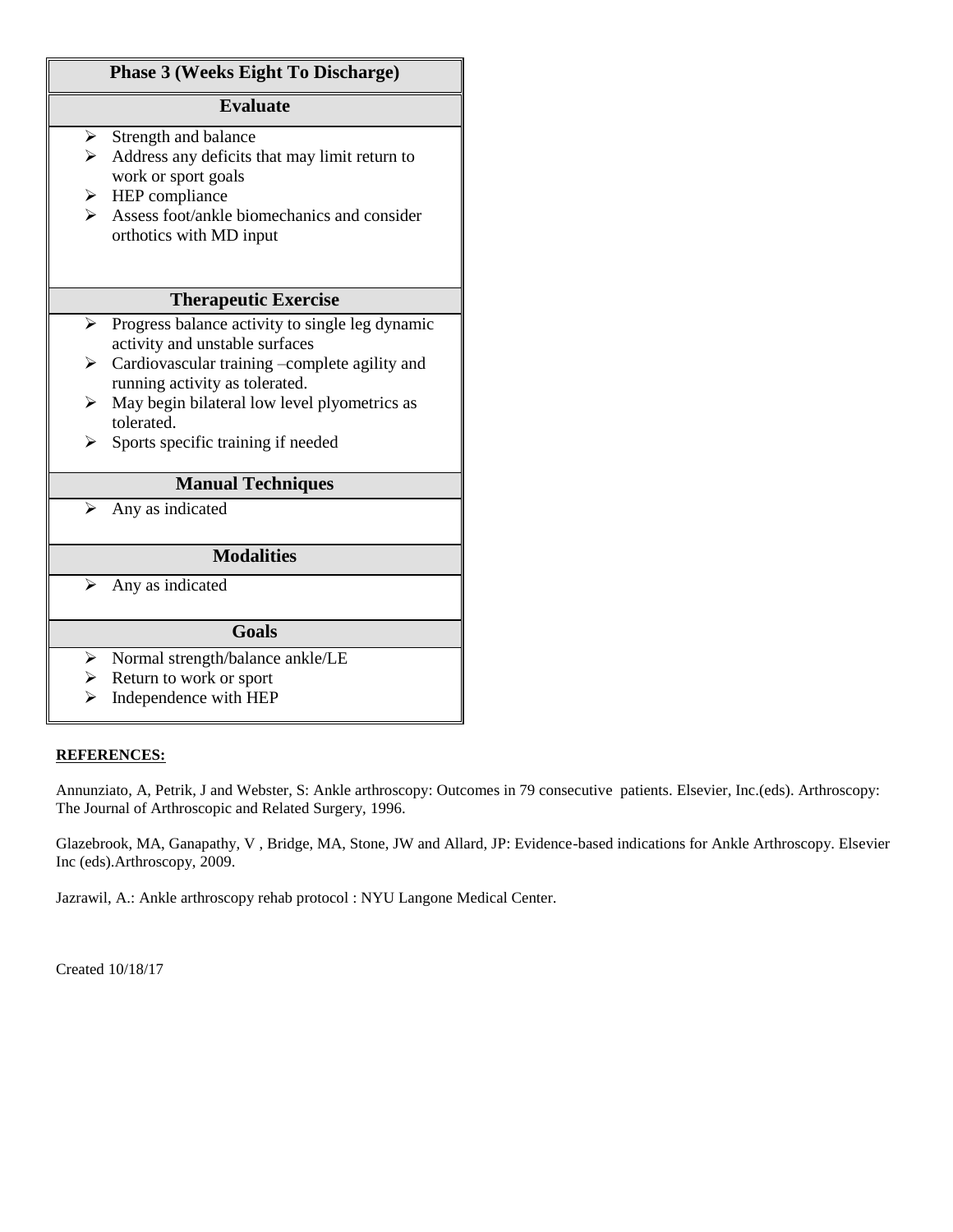| Phase 3 (Weeks Eight To Discharge) |
|---|
| **Evaluate** |
| ➢ Strength and balance<br>➢ Address any deficits that may limit return to work or sport goals<br>➢ HEP compliance<br>➢ Assess foot/ankle biomechanics and consider orthotics with MD input |
| **Therapeutic Exercise** |
| ➢ Progress balance activity to single leg dynamic activity and unstable surfaces<br>➢ Cardiovascular training –complete agility and running activity as tolerated.<br>➢ May begin bilateral low level plyometrics as tolerated.<br>➢ Sports specific training if needed |
| **Manual Techniques** |
| ➢ Any as indicated |
| **Modalities** |
| ➢ Any as indicated |
| **Goals** |
| ➢ Normal strength/balance ankle/LE<br>➢ Return to work or sport<br>➢ Independence with HEP |

**REFERENCES:**

Annunziato, A, Petrik, J and Webster, S: Ankle arthroscopy: Outcomes in 79 consecutive patients. Elsevier, Inc.(eds). Arthroscopy: The Journal of Arthroscopic and Related Surgery, 1996.

Glazebrook, MA, Ganapathy, V , Bridge, MA, Stone, JW and Allard, JP: Evidence-based indications for Ankle Arthroscopy. Elsevier Inc (eds).Arthroscopy, 2009.

Jazrawil, A.: Ankle arthroscopy rehab protocol : NYU Langone Medical Center.

Created 10/18/17